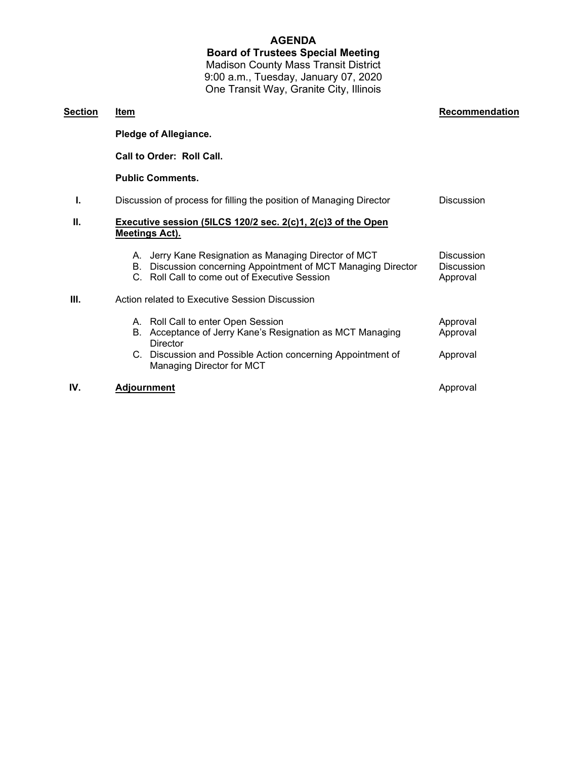# AGENDA

## Board of Trustees Special Meeting

Madison County Mass Transit District
9:00 a.m., Tuesday, January 07, 2020
One Transit Way, Granite City, Illinois

| Section | Item | Recommendation |
|---|---|---|
| | **Pledge of Allegiance.** | |
| | **Call to Order: Roll Call.** | |
| | **Public Comments.** | |
| I. | Discussion of process for filling the position of Managing Director | Discussion |
| II. | **Executive session (5ILCS 120/2 sec. 2(c)1, 2(c)3 of the Open Meetings Act).** | |
| | A. Jerry Kane Resignation as Managing Director of MCT | Discussion |
| | B. Discussion concerning Appointment of MCT Managing Director | Discussion |
| | C. Roll Call to come out of Executive Session | Approval |
| III. | Action related to Executive Session Discussion | |
| | A. Roll Call to enter Open Session | Approval |
| | B. Acceptance of Jerry Kane's Resignation as MCT Managing Director | Approval |
| | C. Discussion and Possible Action concerning Appointment of Managing Director for MCT | Approval |
| IV. | **Adjournment** | Approval |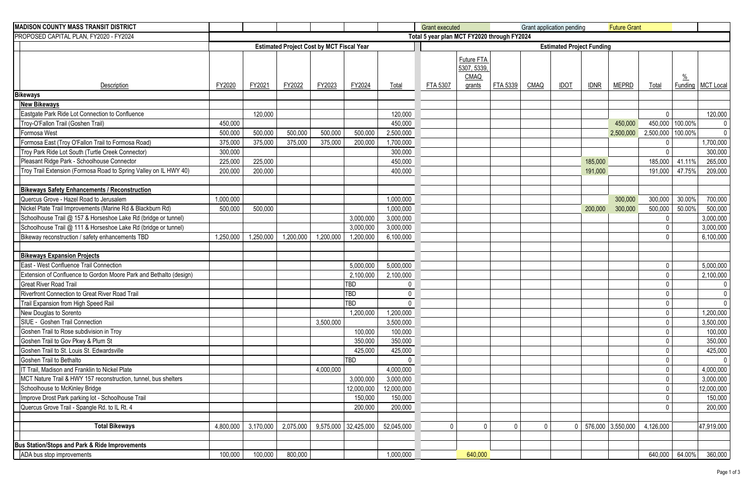| MADISON COUNTY MASS TRANSIT DISTRICT | | | | | | | Grant executed | | | Grant application pending | | Future Grant | | | |
|---|---|---|---|---|---|---|---|---|---|---|---|---|---|---|---|
| PROPOSED CAPITAL PLAN, FY2020 - FY2024 | | | | | | | Total 5 year plan MCT FY2020 through FY2024 | | | | | | | | |
| | Estimated Project Cost by MCT Fiscal Year | | | | | | Estimated Project Funding | | | | | | | | |
| Description | FY2020 | FY2021 | FY2022 | FY2023 | FY2024 | Total | FTA 5307 | Future FTA 5307, 5339, CMAQ grants | FTA 5339 | CMAQ | IDOT | IDNR | MEPRD | Total | % Funding | MCT Local |
| **Bikeways** | | | | | | | | | | | | | | | | |
| **New Bikeways** | | | | | | | | | | | | | | | | |
| Eastgate Park Ride Lot Connection to Confluence | | 120,000 | | | | 120,000 | | | | | | | | 0 | | 120,000 |
| Troy-O'Fallon Trail (Goshen Trail) | 450,000 | | | | | 450,000 | | | | | | | 450,000 | 450,000 | 100.00% | 0 |
| Formosa West | 500,000 | 500,000 | 500,000 | 500,000 | 500,000 | 2,500,000 | | | | | | | 2,500,000 | 2,500,000 | 100.00% | 0 |
| Formosa East (Troy O'Fallon Trail to Formosa Road) | 375,000 | 375,000 | 375,000 | 375,000 | 200,000 | 1,700,000 | | | | | | | | 0 | | 1,700,000 |
| Troy Park Ride Lot South (Turtle Creek Connector) | 300,000 | | | | | 300,000 | | | | | | | | 0 | | 300,000 |
| Pleasant Ridge Park - Schoolhouse Connector | 225,000 | 225,000 | | | | 450,000 | | | | | | 185,000 | | 185,000 | 41.11% | 265,000 |
| Troy Trail Extension (Formosa Road to Spring Valley on IL HWY 40) | 200,000 | 200,000 | | | | 400,000 | | | | | | 191,000 | | 191,000 | 47.75% | 209,000 |
| | | | | | | | | | | | | | | | | |
| **Bikeways Safety Enhancements / Reconstruction** | | | | | | | | | | | | | | | | |
| Quercus Grove - Hazel Road to Jerusalem | 1,000,000 | | | | | 1,000,000 | | | | | | | 300,000 | 300,000 | 30.00% | 700,000 |
| Nickel Plate Trail Improvements (Marine Rd & Blackburn Rd) | 500,000 | 500,000 | | | | 1,000,000 | | | | | | 200,000 | 300,000 | 500,000 | 50.00% | 500,000 |
| Schoolhouse Trail @ 157 & Horseshoe Lake Rd (bridge or tunnel) | | | | | 3,000,000 | 3,000,000 | | | | | | | | 0 | | 3,000,000 |
| Schoolhouse Trail @ 111 & Horseshoe Lake Rd (bridge or tunnel) | | | | | 3,000,000 | 3,000,000 | | | | | | | | 0 | | 3,000,000 |
| Bikeway reconstruction / safety enhancements TBD | 1,250,000 | 1,250,000 | 1,200,000 | 1,200,000 | 1,200,000 | 6,100,000 | | | | | | | | 0 | | 6,100,000 |
| | | | | | | | | | | | | | | | | |
| **Bikeways Expansion Projects** | | | | | | | | | | | | | | | | |
| East - West Confluence Trail Connection | | | | | 5,000,000 | 5,000,000 | | | | | | | | 0 | | 5,000,000 |
| Extension of Confluence to Gordon Moore Park and Bethalto (design) | | | | | 2,100,000 | 2,100,000 | | | | | | | | 0 | | 2,100,000 |
| Great River Road Trail | | | | | TBD | 0 | | | | | | | | 0 | | 0 |
| Riverfront Connection to Great River Road Trail | | | | | TBD | 0 | | | | | | | | 0 | | 0 |
| Trail Expansion from High Speed Rail | | | | | TBD | 0 | | | | | | | | 0 | | 0 |
| New Douglas to Sorento | | | | | 1,200,000 | 1,200,000 | | | | | | | | 0 | | 1,200,000 |
| SIUE - Goshen Trail Connection | | | | 3,500,000 | | 3,500,000 | | | | | | | | 0 | | 3,500,000 |
| Goshen Trail to Rose subdivision in Troy | | | | | 100,000 | 100,000 | | | | | | | | 0 | | 100,000 |
| Goshen Trail to Gov Pkwy & Plum St | | | | | 350,000 | 350,000 | | | | | | | | 0 | | 350,000 |
| Goshen Trail to St. Louis St. Edwardsville | | | | | 425,000 | 425,000 | | | | | | | | 0 | | 425,000 |
| Goshen Trail to Bethalto | | | | | TBD | 0 | | | | | | | | 0 | | 0 |
| IT Trail, Madison and Franklin to Nickel Plate | | | | 4,000,000 | | 4,000,000 | | | | | | | | 0 | | 4,000,000 |
| MCT Nature Trail & HWY 157 reconstruction, tunnel, bus shelters | | | | | 3,000,000 | 3,000,000 | | | | | | | | 0 | | 3,000,000 |
| Schoolhouse to McKinley Bridge | | | | | 12,000,000 | 12,000,000 | | | | | | | | 0 | | 12,000,000 |
| Improve Drost Park parking lot - Schoolhouse Trail | | | | | 150,000 | 150,000 | | | | | | | | 0 | | 150,000 |
| Quercus Grove Trail - Spangle Rd. to IL Rt. 4 | | | | | 200,000 | 200,000 | | | | | | | | 0 | | 200,000 |
| | | | | | | | | | | | | | | | | |
| **Total Bikeways** | 4,800,000 | 3,170,000 | 2,075,000 | 9,575,000 | 32,425,000 | 52,045,000 | 0 | 0 | 0 | 0 | 0 | 576,000 | 3,550,000 | 4,126,000 | | 47,919,000 |
| | | | | | | | | | | | | | | | | |
| **Bus Station/Stops and Park & Ride Improvements** | | | | | | | | | | | | | | | | |
| ADA bus stop improvements | 100,000 | 100,000 | 800,000 | | | 1,000,000 | | 640,000 | | | | | | 640,000 | 64.00% | 360,000 |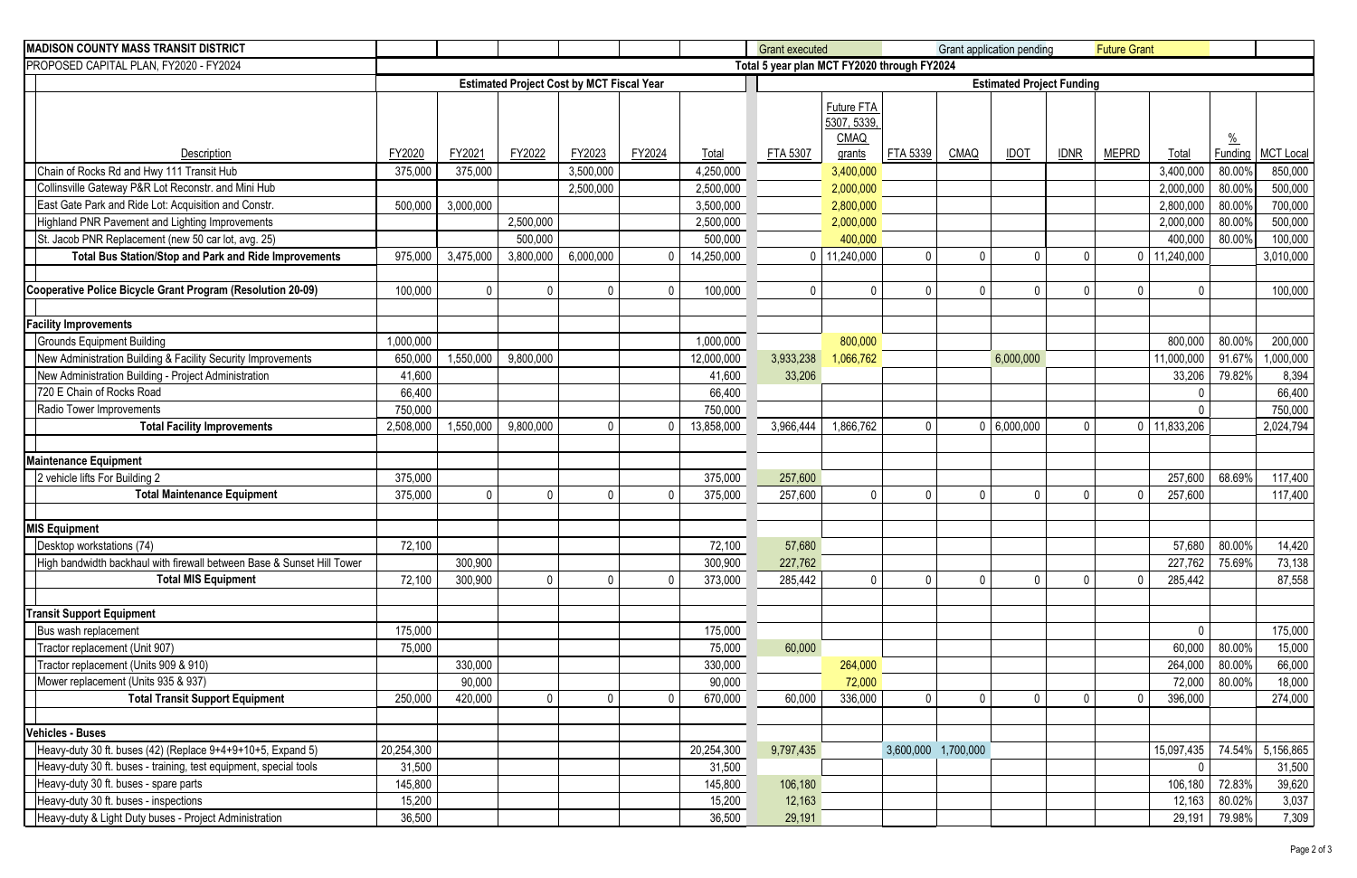**MADISON COUNTY MASS TRANSIT DISTRICT**

PROPOSED CAPITAL PLAN, FY2020 - FY2024

Legend: Grant executed | Grant application pending | Future Grant

| | Estimated Project Cost by MCT Fiscal Year | | | | | | Total 5 year plan MCT FY2020 through FY2024 — Estimated Project Funding | | | | | | | | | |
|---|---|---|---|---|---|---|---|---|---|---|---|---|---|---|---|---|
| Description | FY2020 | FY2021 | FY2022 | FY2023 | FY2024 | Total | FTA 5307 | Future FTA 5307, 5339, CMAQ grants | FTA 5339 | CMAQ | IDOT | IDNR | MEPRD | Total | % Funding | MCT Local |
| Chain of Rocks Rd and Hwy 111 Transit Hub | 375,000 | 375,000 | | 3,500,000 | | 4,250,000 | | 3,400,000 | | | | | | 3,400,000 | 80.00% | 850,000 |
| Collinsville Gateway P&R Lot Reconstr. and Mini Hub | | | | 2,500,000 | | 2,500,000 | | 2,000,000 | | | | | | 2,000,000 | 80.00% | 500,000 |
| East Gate Park and Ride Lot: Acquisition and Constr. | 500,000 | 3,000,000 | | | | 3,500,000 | | 2,800,000 | | | | | | 2,800,000 | 80.00% | 700,000 |
| Highland PNR Pavement and Lighting Improvements | | | 2,500,000 | | | 2,500,000 | | 2,000,000 | | | | | | 2,000,000 | 80.00% | 500,000 |
| St. Jacob PNR Replacement (new 50 car lot, avg. 25) | | | 500,000 | | | 500,000 | | 400,000 | | | | | | 400,000 | 80.00% | 100,000 |
| **Total Bus Station/Stop and Park and Ride Improvements** | 975,000 | 3,475,000 | 3,800,000 | 6,000,000 | 0 | 14,250,000 | 0 | 11,240,000 | 0 | 0 | 0 | 0 | 0 | 11,240,000 | | 3,010,000 |
| | | | | | | | | | | | | | | | | |
| **Cooperative Police Bicycle Grant Program (Resolution 20-09)** | 100,000 | 0 | 0 | 0 | 0 | 100,000 | 0 | 0 | 0 | 0 | 0 | 0 | 0 | 0 | | 100,000 |
| | | | | | | | | | | | | | | | | |
| **Facility Improvements** | | | | | | | | | | | | | | | | |
| Grounds Equipment Building | 1,000,000 | | | | | 1,000,000 | | 800,000 | | | | | | 800,000 | 80.00% | 200,000 |
| New Administration Building & Facility Security Improvements | 650,000 | 1,550,000 | 9,800,000 | | | 12,000,000 | 3,933,238 | 1,066,762 | | | 6,000,000 | | | 11,000,000 | 91.67% | 1,000,000 |
| New Administration Building - Project Administration | 41,600 | | | | | 41,600 | 33,206 | | | | | | | 33,206 | 79.82% | 8,394 |
| 720 E Chain of Rocks Road | 66,400 | | | | | 66,400 | | | | | | | | 0 | | 66,400 |
| Radio Tower Improvements | 750,000 | | | | | 750,000 | | | | | | | | 0 | | 750,000 |
| **Total Facility Improvements** | 2,508,000 | 1,550,000 | 9,800,000 | 0 | 0 | 13,858,000 | 3,966,444 | 1,866,762 | 0 | 0 | 6,000,000 | 0 | 0 | 11,833,206 | | 2,024,794 |
| | | | | | | | | | | | | | | | | |
| **Maintenance Equipment** | | | | | | | | | | | | | | | | |
| 2 vehicle lifts For Building 2 | 375,000 | | | | | 375,000 | 257,600 | | | | | | | 257,600 | 68.69% | 117,400 |
| **Total Maintenance Equipment** | 375,000 | 0 | 0 | 0 | 0 | 375,000 | 257,600 | 0 | 0 | 0 | 0 | 0 | 0 | 257,600 | | 117,400 |
| | | | | | | | | | | | | | | | | |
| **MIS Equipment** | | | | | | | | | | | | | | | | |
| Desktop workstations (74) | 72,100 | | | | | 72,100 | 57,680 | | | | | | | 57,680 | 80.00% | 14,420 |
| High bandwidth backhaul with firewall between Base & Sunset Hill Tower | | 300,900 | | | | 300,900 | 227,762 | | | | | | | 227,762 | 75.69% | 73,138 |
| **Total MIS Equipment** | 72,100 | 300,900 | 0 | 0 | 0 | 373,000 | 285,442 | 0 | 0 | 0 | 0 | 0 | 0 | 285,442 | | 87,558 |
| | | | | | | | | | | | | | | | | |
| **Transit Support Equipment** | | | | | | | | | | | | | | | | |
| Bus wash replacement | 175,000 | | | | | 175,000 | | | | | | | | 0 | | 175,000 |
| Tractor replacement (Unit 907) | 75,000 | | | | | 75,000 | 60,000 | | | | | | | 60,000 | 80.00% | 15,000 |
| Tractor replacement (Units 909 & 910) | | 330,000 | | | | 330,000 | | 264,000 | | | | | | 264,000 | 80.00% | 66,000 |
| Mower replacement (Units 935 & 937) | | 90,000 | | | | 90,000 | | 72,000 | | | | | | 72,000 | 80.00% | 18,000 |
| **Total Transit Support Equipment** | 250,000 | 420,000 | 0 | 0 | 0 | 670,000 | 60,000 | 336,000 | 0 | 0 | 0 | 0 | 0 | 396,000 | | 274,000 |
| | | | | | | | | | | | | | | | | |
| **Vehicles - Buses** | | | | | | | | | | | | | | | | |
| Heavy-duty 30 ft. buses (42) (Replace 9+4+9+10+5, Expand 5) | 20,254,300 | | | | | 20,254,300 | 9,797,435 | | 3,600,000 | 1,700,000 | | | | 15,097,435 | 74.54% | 5,156,865 |
| Heavy-duty 30 ft. buses - training, test equipment, special tools | 31,500 | | | | | 31,500 | | | | | | | | 0 | | 31,500 |
| Heavy-duty 30 ft. buses - spare parts | 145,800 | | | | | 145,800 | 106,180 | | | | | | | 106,180 | 72.83% | 39,620 |
| Heavy-duty 30 ft. buses - inspections | 15,200 | | | | | 15,200 | 12,163 | | | | | | | 12,163 | 80.02% | 3,037 |
| Heavy-duty & Light Duty buses - Project Administration | 36,500 | | | | | 36,500 | 29,191 | | | | | | | 29,191 | 79.98% | 7,309 |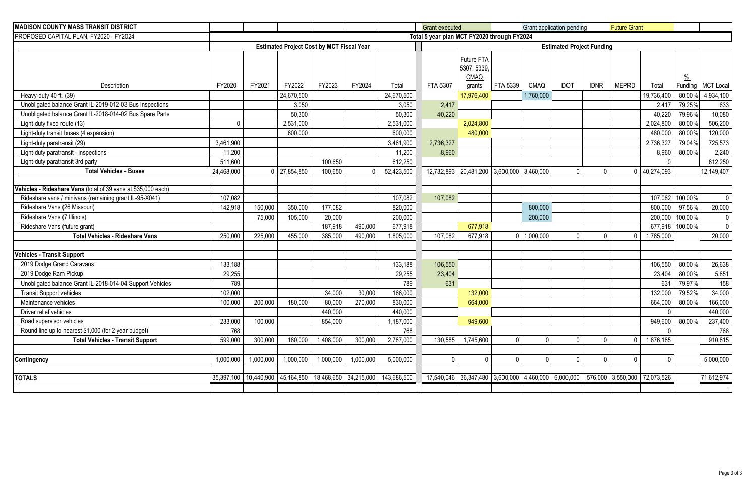**MADISON COUNTY MASS TRANSIT DISTRICT**

PROPOSED CAPITAL PLAN, FY2020 - FY2024

Legend: Grant executed | Grant application pending | Future Grant

| | Estimated Project Cost by MCT Fiscal Year | | | | | | Total 5 year plan MCT FY2020 through FY2024 — Estimated Project Funding | | | | | | | | | |
|---|---|---|---|---|---|---|---|---|---|---|---|---|---|---|---|---|
| Description | FY2020 | FY2021 | FY2022 | FY2023 | FY2024 | Total | FTA 5307 | Future FTA 5307, 5339, CMAQ grants | FTA 5339 | CMAQ | IDOT | IDNR | MEPRD | Total | % Funding | MCT Local |
| Heavy-duty 40 ft. (39) | | | 24,670,500 | | | 24,670,500 | | 17,976,400 | | 1,760,000 | | | | 19,736,400 | 80.00% | 4,934,100 |
| Unobligated balance Grant IL-2019-012-03 Bus Inspections | | | 3,050 | | | 3,050 | 2,417 | | | | | | | 2,417 | 79.25% | 633 |
| Unobligated balance Grant IL-2018-014-02 Bus Spare Parts | | | 50,300 | | | 50,300 | 40,220 | | | | | | | 40,220 | 79.96% | 10,080 |
| Light-duty fixed route (13) | 0 | | 2,531,000 | | | 2,531,000 | | 2,024,800 | | | | | | 2,024,800 | 80.00% | 506,200 |
| Light-duty transit buses (4 expansion) | | | 600,000 | | | 600,000 | | 480,000 | | | | | | 480,000 | 80.00% | 120,000 |
| Light-duty paratransit (29) | 3,461,900 | | | | | 3,461,900 | 2,736,327 | | | | | | | 2,736,327 | 79.04% | 725,573 |
| Light-duty paratransit - inspections | 11,200 | | | | | 11,200 | 8,960 | | | | | | | 8,960 | 80.00% | 2,240 |
| Light-duty paratransit 3rd party | 511,600 | | | 100,650 | | 612,250 | | | | | | | | 0 | | 612,250 |
| **Total Vehicles - Buses** | 24,468,000 | 0 | 27,854,850 | 100,650 | 0 | 52,423,500 | 12,732,893 | 20,481,200 | 3,600,000 | 3,460,000 | 0 | 0 | 0 | 40,274,093 | | 12,149,407 |
| | | | | | | | | | | | | | | | | |
| **Vehicles - Rideshare Vans** (total of 39 vans at $35,000 each) | | | | | | | | | | | | | | | | |
| Rideshare vans / minivans (remaining grant IL-95-X041) | 107,082 | | | | | 107,082 | 107,082 | | | | | | | 107,082 | 100.00% | 0 |
| Rideshare Vans (26 Missouri) | 142,918 | 150,000 | 350,000 | 177,082 | | 820,000 | | | | 800,000 | | | | 800,000 | 97.56% | 20,000 |
| Rideshare Vans (7 Illinois) | | 75,000 | 105,000 | 20,000 | | 200,000 | | | | 200,000 | | | | 200,000 | 100.00% | 0 |
| Rideshare Vans (future grant) | | | | 187,918 | 490,000 | 677,918 | | 677,918 | | | | | | 677,918 | 100.00% | 0 |
| **Total Vehicles - Rideshare Vans** | 250,000 | 225,000 | 455,000 | 385,000 | 490,000 | 1,805,000 | 107,082 | 677,918 | 0 | 1,000,000 | 0 | 0 | 0 | 1,785,000 | | 20,000 |
| | | | | | | | | | | | | | | | | |
| **Vehicles - Transit Support** | | | | | | | | | | | | | | | | |
| 2019 Dodge Grand Caravans | 133,188 | | | | | 133,188 | 106,550 | | | | | | | 106,550 | 80.00% | 26,638 |
| 2019 Dodge Ram Pickup | 29,255 | | | | | 29,255 | 23,404 | | | | | | | 23,404 | 80.00% | 5,851 |
| Unobligated balance Grant IL-2018-014-04 Support Vehicles | 789 | | | | | 789 | 631 | | | | | | | 631 | 79.97% | 158 |
| Transit Support vehicles | 102,000 | | | 34,000 | 30,000 | 166,000 | | 132,000 | | | | | | 132,000 | 79.52% | 34,000 |
| Maintenance vehicles | 100,000 | 200,000 | 180,000 | 80,000 | 270,000 | 830,000 | | 664,000 | | | | | | 664,000 | 80.00% | 166,000 |
| Driver relief vehicles | | | | 440,000 | | 440,000 | | | | | | | | 0 | | 440,000 |
| Road supervisor vehicles | 233,000 | 100,000 | | 854,000 | | 1,187,000 | | 949,600 | | | | | | 949,600 | 80.00% | 237,400 |
| Round line up to nearest $1,000 (for 2 year budget) | 768 | | | | | 768 | | | | | | | | 0 | | 768 |
| **Total Vehicles - Transit Support** | 599,000 | 300,000 | 180,000 | 1,408,000 | 300,000 | 2,787,000 | 130,585 | 1,745,600 | 0 | 0 | 0 | 0 | 0 | 1,876,185 | | 910,815 |
| | | | | | | | | | | | | | | | | |
| **Contingency** | 1,000,000 | 1,000,000 | 1,000,000 | 1,000,000 | 1,000,000 | 5,000,000 | 0 | 0 | 0 | 0 | 0 | 0 | 0 | 0 | | 5,000,000 |
| | | | | | | | | | | | | | | | | |
| **TOTALS** | 35,397,100 | 10,440,900 | 45,164,850 | 18,468,650 | 34,215,000 | 143,686,500 | 17,540,046 | 36,347,480 | 3,600,000 | 4,460,000 | 6,000,000 | 576,000 | 3,550,000 | 72,073,526 | | 71,612,974 |
| | | | | | | | | | | | | | | | | - |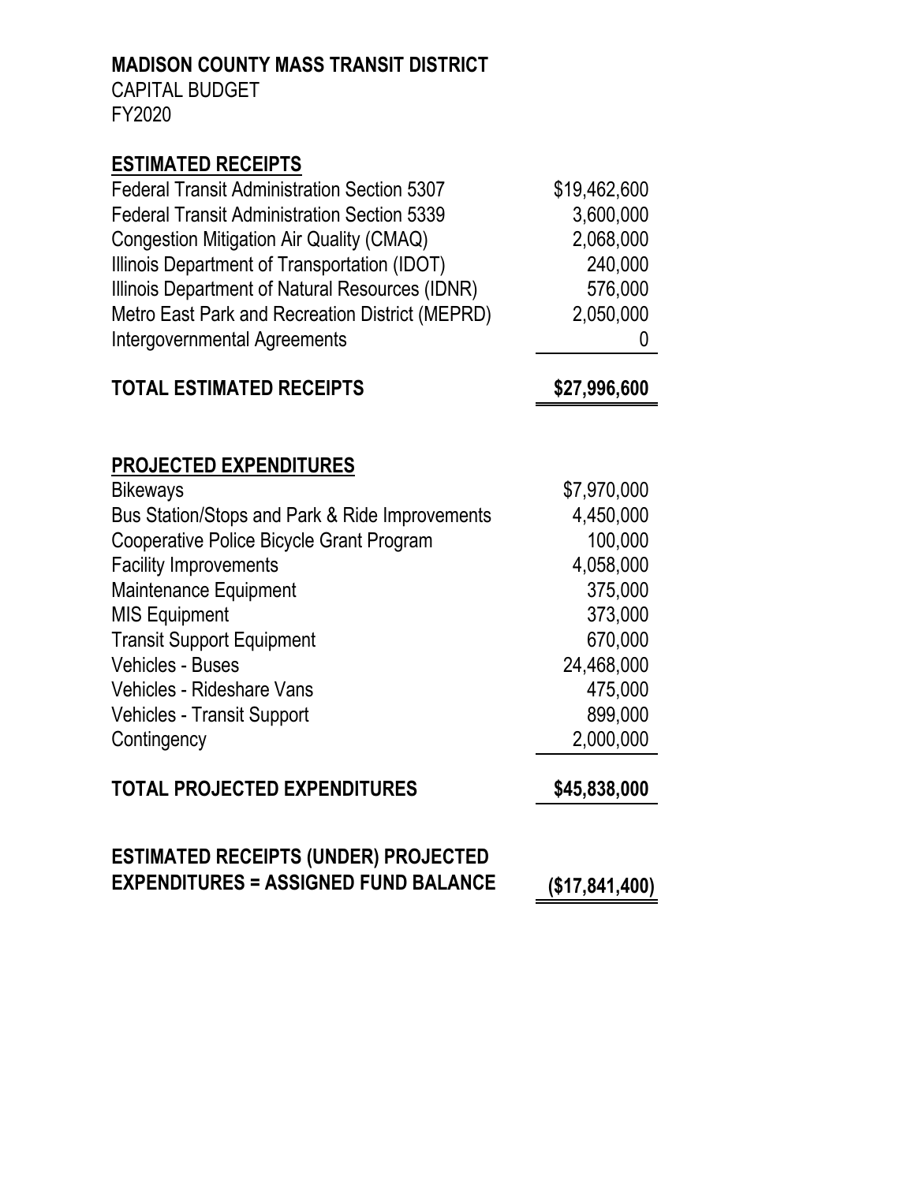**MADISON COUNTY MASS TRANSIT DISTRICT**
CAPITAL BUDGET
FY2020

| | |
|---|---|
| **ESTIMATED RECEIPTS** | |
| Federal Transit Administration Section 5307 | $19,462,600 |
| Federal Transit Administration Section 5339 | 3,600,000 |
| Congestion Mitigation Air Quality (CMAQ) | 2,068,000 |
| Illinois Department of Transportation (IDOT) | 240,000 |
| Illinois Department of Natural Resources (IDNR) | 576,000 |
| Metro East Park and Recreation District (MEPRD) | 2,050,000 |
| Intergovernmental Agreements | 0 |
| **TOTAL ESTIMATED RECEIPTS** | **$27,996,600** |
| | |
| **PROJECTED EXPENDITURES** | |
| Bikeways | $7,970,000 |
| Bus Station/Stops and Park & Ride Improvements | 4,450,000 |
| Cooperative Police Bicycle Grant Program | 100,000 |
| Facility Improvements | 4,058,000 |
| Maintenance Equipment | 375,000 |
| MIS Equipment | 373,000 |
| Transit Support Equipment | 670,000 |
| Vehicles - Buses | 24,468,000 |
| Vehicles - Rideshare Vans | 475,000 |
| Vehicles - Transit Support | 899,000 |
| Contingency | 2,000,000 |
| **TOTAL PROJECTED EXPENDITURES** | **$45,838,000** |
| | |
| **ESTIMATED RECEIPTS (UNDER) PROJECTED EXPENDITURES = ASSIGNED FUND BALANCE** | **($17,841,400)** |